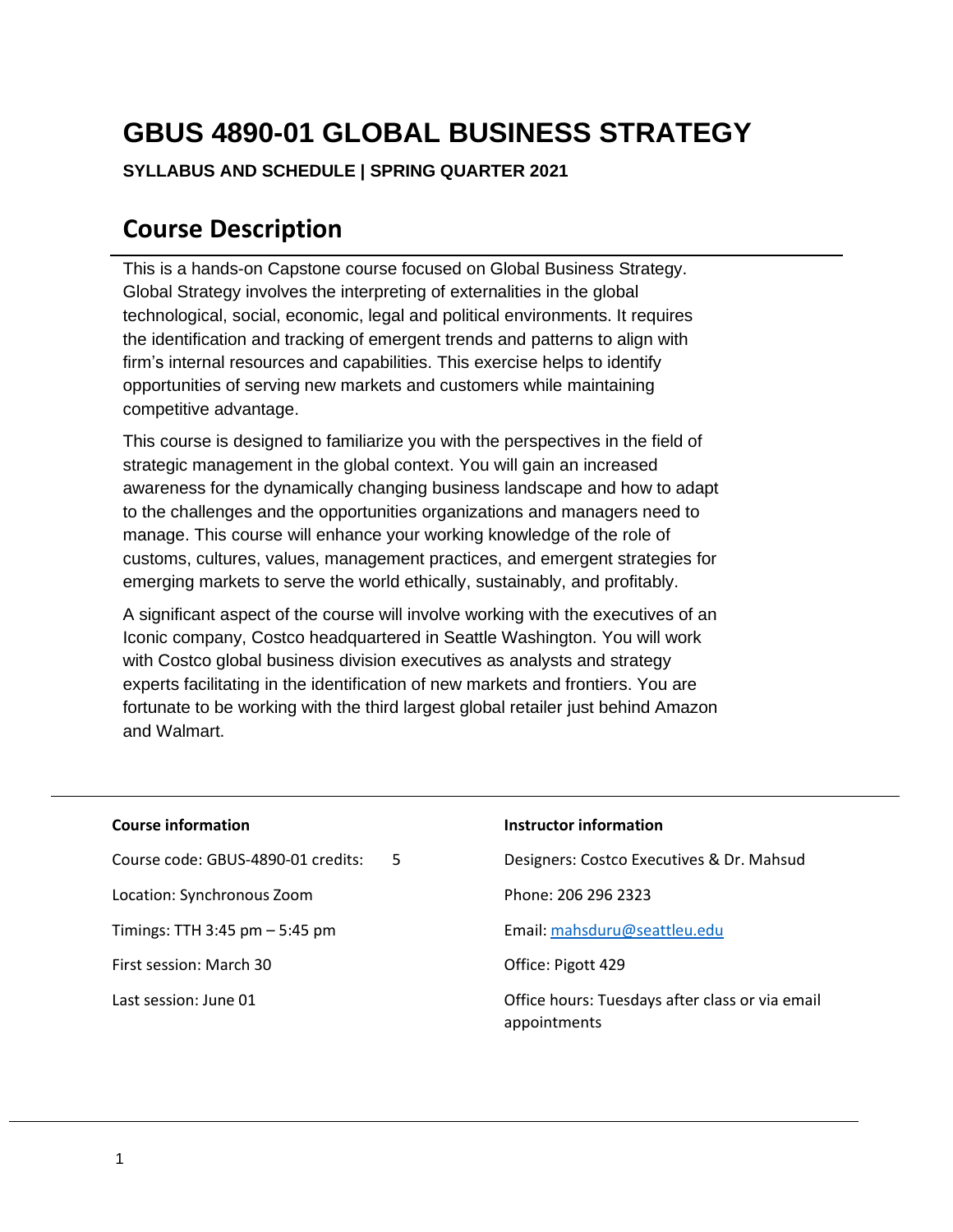# GBUS 4890-01 GLOBAL BUSINESS STRATEGY

**SYLLABUS AND SCHEDULE | SPRING QUARTER 2021**

## Course Description

This is a hands-on Capstone course focused on Global Business Strategy. Global Strategy involves the interpreting of externalities in the global technological, social, economic, legal and political environments. It requires the identification and tracking of emergent trends and patterns to align with firm's internal resources and capabilities. This exercise helps to identify opportunities of serving new markets and customers while maintaining competitive advantage.

This course is designed to familiarize you with the perspectives in the field of strategic management in the global context. You will gain an increased awareness for the dynamically changing business landscape and how to adapt to the challenges and the opportunities organizations and managers need to manage. This course will enhance your working knowledge of the role of customs, cultures, values, management practices, and emergent strategies for emerging markets to serve the world ethically, sustainably, and profitably.

A significant aspect of the course will involve working with the executives of an Iconic company, Costco headquartered in Seattle Washington. You will work with Costco global business division executives as analysts and strategy experts facilitating in the identification of new markets and frontiers. You are fortunate to be working with the third largest global retailer just behind Amazon and Walmart.

| **Course information** | **Instructor information** |
| --- | --- |
| Course code: GBUS-4890-01 credits: 5 | Designers: Costco Executives & Dr. Mahsud |
| Location: Synchronous Zoom | Phone: 206 296 2323 |
| Timings: TTH 3:45 pm – 5:45 pm | Email: mahsduru@seattleu.edu |
| First session: March 30 | Office: Pigott 429 |
| Last session: June 01 | Office hours: Tuesdays after class or via email appointments |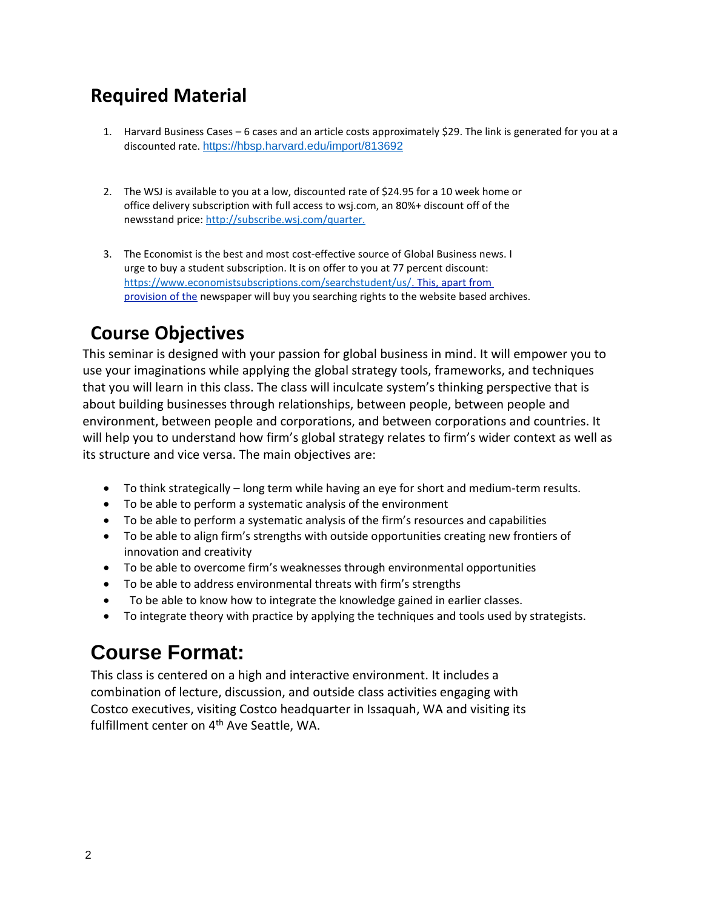## Required Material

1. Harvard Business Cases – 6 cases and an article costs approximately $29. The link is generated for you at a discounted rate. https://hbsp.harvard.edu/import/813692

2. The WSJ is available to you at a low, discounted rate of $24.95 for a 10 week home or office delivery subscription with full access to wsj.com, an 80%+ discount off of the newsstand price: http://subscribe.wsj.com/quarter.

3. The Economist is the best and most cost-effective source of Global Business news. I urge to buy a student subscription. It is on offer to you at 77 percent discount: https://www.economistsubscriptions.com/searchstudent/us/. This, apart from provision of the newspaper will buy you searching rights to the website based archives.

## Course Objectives

This seminar is designed with your passion for global business in mind. It will empower you to use your imaginations while applying the global strategy tools, frameworks, and techniques that you will learn in this class. The class will inculcate system's thinking perspective that is about building businesses through relationships, between people, between people and environment, between people and corporations, and between corporations and countries. It will help you to understand how firm's global strategy relates to firm's wider context as well as its structure and vice versa. The main objectives are:

- To think strategically – long term while having an eye for short and medium-term results.
- To be able to perform a systematic analysis of the environment
- To be able to perform a systematic analysis of the firm's resources and capabilities
- To be able to align firm's strengths with outside opportunities creating new frontiers of innovation and creativity
- To be able to overcome firm's weaknesses through environmental opportunities
- To be able to address environmental threats with firm's strengths
- To be able to know how to integrate the knowledge gained in earlier classes.
- To integrate theory with practice by applying the techniques and tools used by strategists.

## Course Format:

This class is centered on a high and interactive environment. It includes a combination of lecture, discussion, and outside class activities engaging with Costco executives, visiting Costco headquarter in Issaquah, WA and visiting its fulfillment center on 4th Ave Seattle, WA.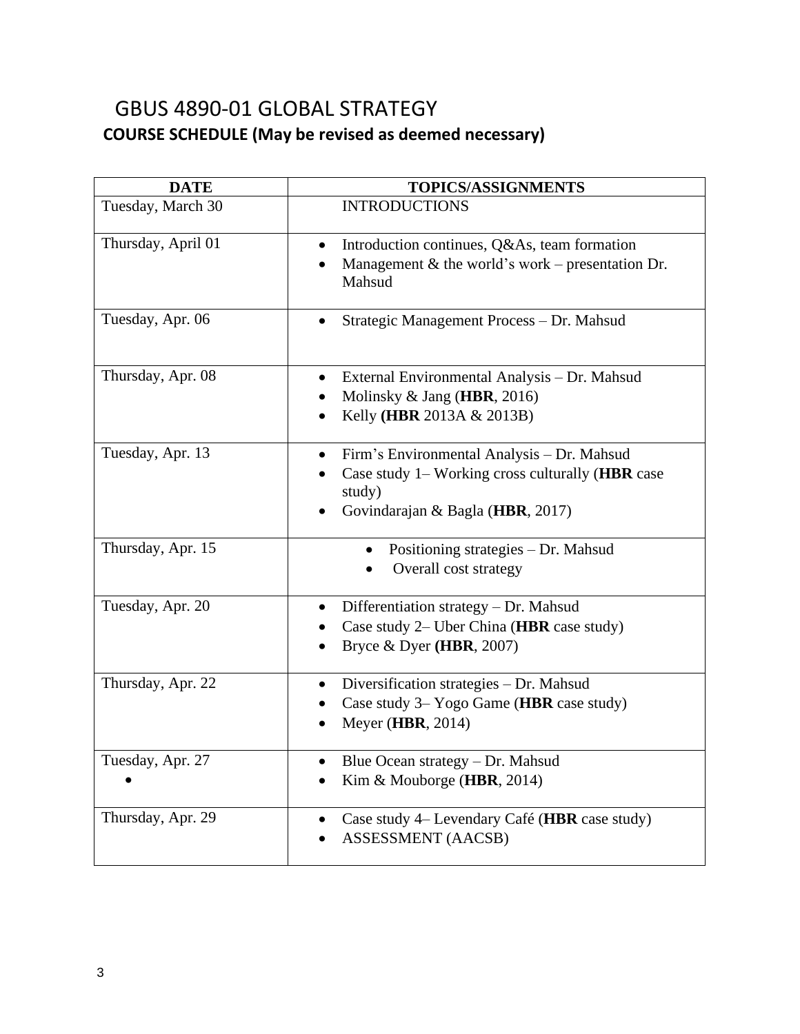# GBUS 4890-01 GLOBAL STRATEGY

## COURSE SCHEDULE (May be revised as deemed necessary)

| DATE | TOPICS/ASSIGNMENTS |
|---|---|
| Tuesday, March 30 | INTRODUCTIONS |
| Thursday, April 01 | • Introduction continues, Q&As, team formation<br>• Management & the world's work – presentation Dr. Mahsud |
| Tuesday, Apr. 06 | • Strategic Management Process – Dr. Mahsud |
| Thursday, Apr. 08 | • External Environmental Analysis – Dr. Mahsud<br>• Molinsky & Jang (**HBR**, 2016)<br>• Kelly **(HBR** 2013A & 2013B) |
| Tuesday, Apr. 13 | • Firm's Environmental Analysis – Dr. Mahsud<br>• Case study 1– Working cross culturally (**HBR** case study)<br>• Govindarajan & Bagla (**HBR**, 2017) |
| Thursday, Apr. 15 | • Positioning strategies – Dr. Mahsud<br>• Overall cost strategy |
| Tuesday, Apr. 20 | • Differentiation strategy – Dr. Mahsud<br>• Case study 2– Uber China (**HBR** case study)<br>• Bryce & Dyer **(HBR**, 2007) |
| Thursday, Apr. 22 | • Diversification strategies – Dr. Mahsud<br>• Case study 3– Yogo Game (**HBR** case study)<br>• Meyer (**HBR**, 2014) |
| Tuesday, Apr. 27<br>• | • Blue Ocean strategy – Dr. Mahsud<br>• Kim & Mouborge (**HBR**, 2014) |
| Thursday, Apr. 29 | • Case study 4– Levendary Café (**HBR** case study)<br>• ASSESSMENT (AACSB) |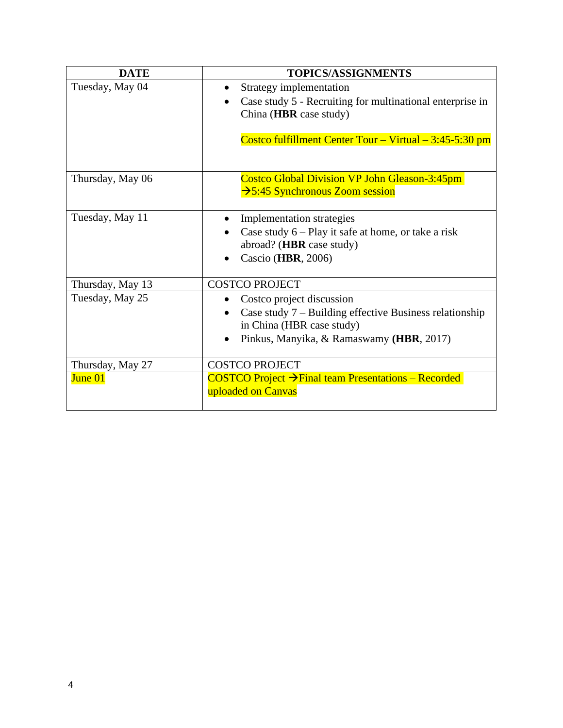| DATE | TOPICS/ASSIGNMENTS |
|---|---|
| Tuesday, May 04 | • Strategy implementation<br>• Case study 5 - Recruiting for multinational enterprise in China (**HBR** case study)<br><br>Costco fulfillment Center Tour – Virtual – 3:45-5:30 pm |
| Thursday, May 06 | Costco Global Division VP John Gleason-3:45pm →5:45 Synchronous Zoom session |
| Tuesday, May 11 | • Implementation strategies<br>• Case study 6 – Play it safe at home, or take a risk abroad? (**HBR** case study)<br>• Cascio (**HBR**, 2006) |
| Thursday, May 13 | COSTCO PROJECT |
| Tuesday, May 25 | • Costco project discussion<br>• Case study 7 – Building effective Business relationship in China (HBR case study)<br>• Pinkus, Manyika, & Ramaswamy **(HBR**, 2017) |
| Thursday, May 27 | COSTCO PROJECT |
| June 01 | COSTCO Project →Final team Presentations – Recorded uploaded on Canvas |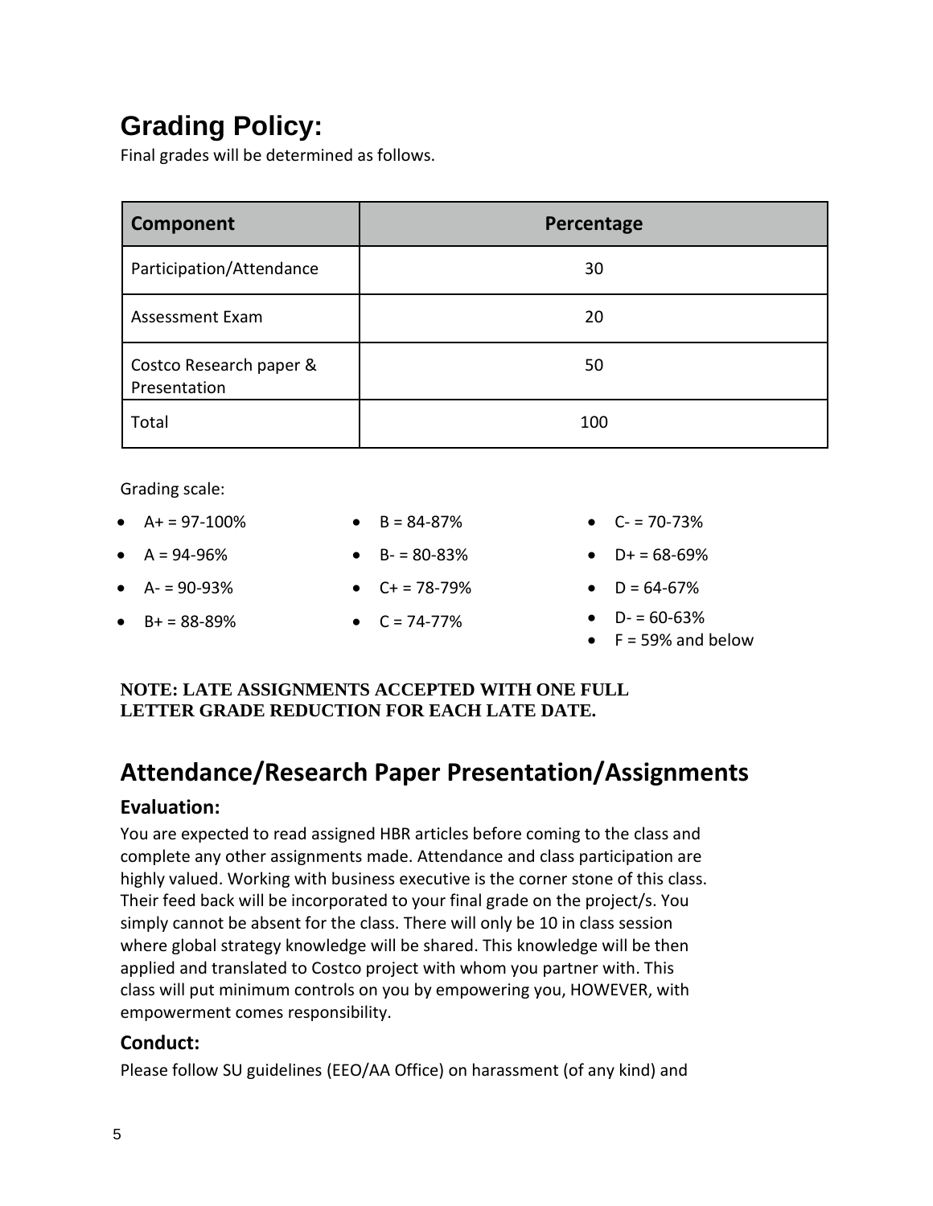# Grading Policy:

Final grades will be determined as follows.

| Component | Percentage |
|---|---|
| Participation/Attendance | 30 |
| Assessment Exam | 20 |
| Costco Research paper & Presentation | 50 |
| Total | 100 |

Grading scale:

- A+ = 97-100%
- A = 94-96%
- A- = 90-93%
- B+ = 88-89%
- B = 84-87%
- B- = 80-83%
- C+ = 78-79%
- C = 74-77%
- C- = 70-73%
- D+ = 68-69%
- D = 64-67%
- D- = 60-63%
- F = 59% and below

**NOTE: LATE ASSIGNMENTS ACCEPTED WITH ONE FULL LETTER GRADE REDUCTION FOR EACH LATE DATE.**

## Attendance/Research Paper Presentation/Assignments

### Evaluation:

You are expected to read assigned HBR articles before coming to the class and complete any other assignments made. Attendance and class participation are highly valued. Working with business executive is the corner stone of this class. Their feed back will be incorporated to your final grade on the project/s. You simply cannot be absent for the class. There will only be 10 in class session where global strategy knowledge will be shared. This knowledge will be then applied and translated to Costco project with whom you partner with. This class will put minimum controls on you by empowering you, HOWEVER, with empowerment comes responsibility.

### Conduct:

Please follow SU guidelines (EEO/AA Office) on harassment (of any kind) and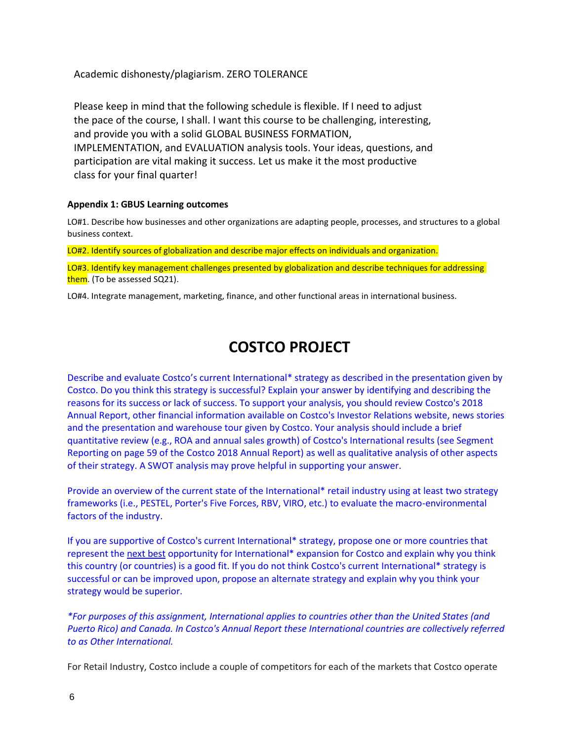Academic dishonesty/plagiarism. ZERO TOLERANCE

Please keep in mind that the following schedule is flexible. If I need to adjust the pace of the course, I shall. I want this course to be challenging, interesting, and provide you with a solid GLOBAL BUSINESS FORMATION, IMPLEMENTATION, and EVALUATION analysis tools. Your ideas, questions, and participation are vital making it success. Let us make it the most productive class for your final quarter!

**Appendix 1: GBUS Learning outcomes**

LO#1. Describe how businesses and other organizations are adapting people, processes, and structures to a global business context.

LO#2. Identify sources of globalization and describe major effects on individuals and organization.

LO#3. Identify key management challenges presented by globalization and describe techniques for addressing them. (To be assessed SQ21).

LO#4. Integrate management, marketing, finance, and other functional areas in international business.

# COSTCO PROJECT

Describe and evaluate Costco's current International* strategy as described in the presentation given by Costco. Do you think this strategy is successful? Explain your answer by identifying and describing the reasons for its success or lack of success. To support your analysis, you should review Costco's 2018 Annual Report, other financial information available on Costco's Investor Relations website, news stories and the presentation and warehouse tour given by Costco. Your analysis should include a brief quantitative review (e.g., ROA and annual sales growth) of Costco's International results (see Segment Reporting on page 59 of the Costco 2018 Annual Report) as well as qualitative analysis of other aspects of their strategy. A SWOT analysis may prove helpful in supporting your answer.

Provide an overview of the current state of the International* retail industry using at least two strategy frameworks (i.e., PESTEL, Porter's Five Forces, RBV, VIRO, etc.) to evaluate the macro-environmental factors of the industry.

If you are supportive of Costco's current International* strategy, propose one or more countries that represent the next best opportunity for International* expansion for Costco and explain why you think this country (or countries) is a good fit. If you do not think Costco's current International* strategy is successful or can be improved upon, propose an alternate strategy and explain why you think your strategy would be superior.

*\*For purposes of this assignment, International applies to countries other than the United States (and Puerto Rico) and Canada. In Costco's Annual Report these International countries are collectively referred to as Other International.*

For Retail Industry, Costco include a couple of competitors for each of the markets that Costco operate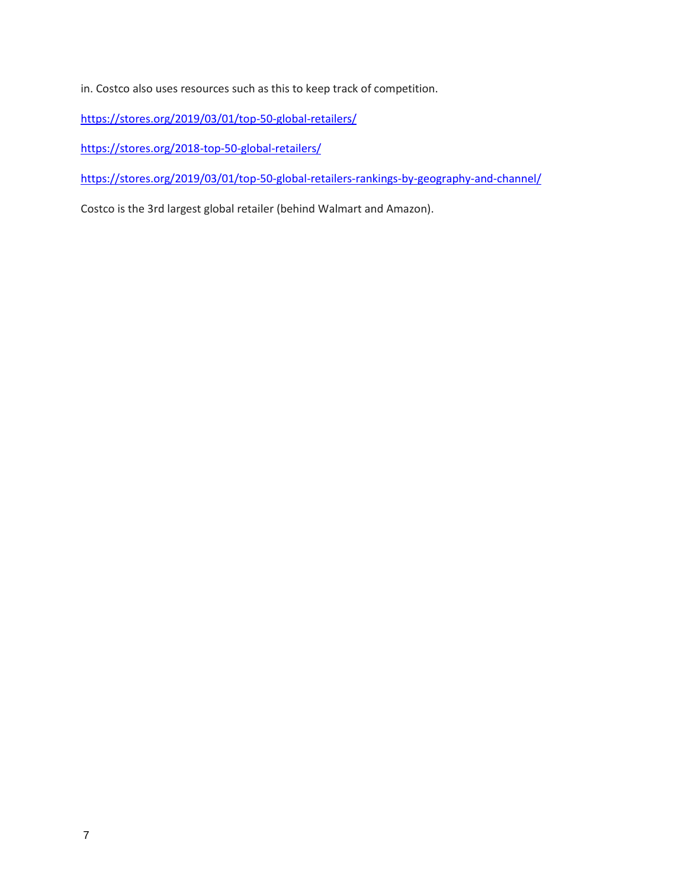in. Costco also uses resources such as this to keep track of competition.

https://stores.org/2019/03/01/top-50-global-retailers/

https://stores.org/2018-top-50-global-retailers/

https://stores.org/2019/03/01/top-50-global-retailers-rankings-by-geography-and-channel/

Costco is the 3rd largest global retailer (behind Walmart and Amazon).